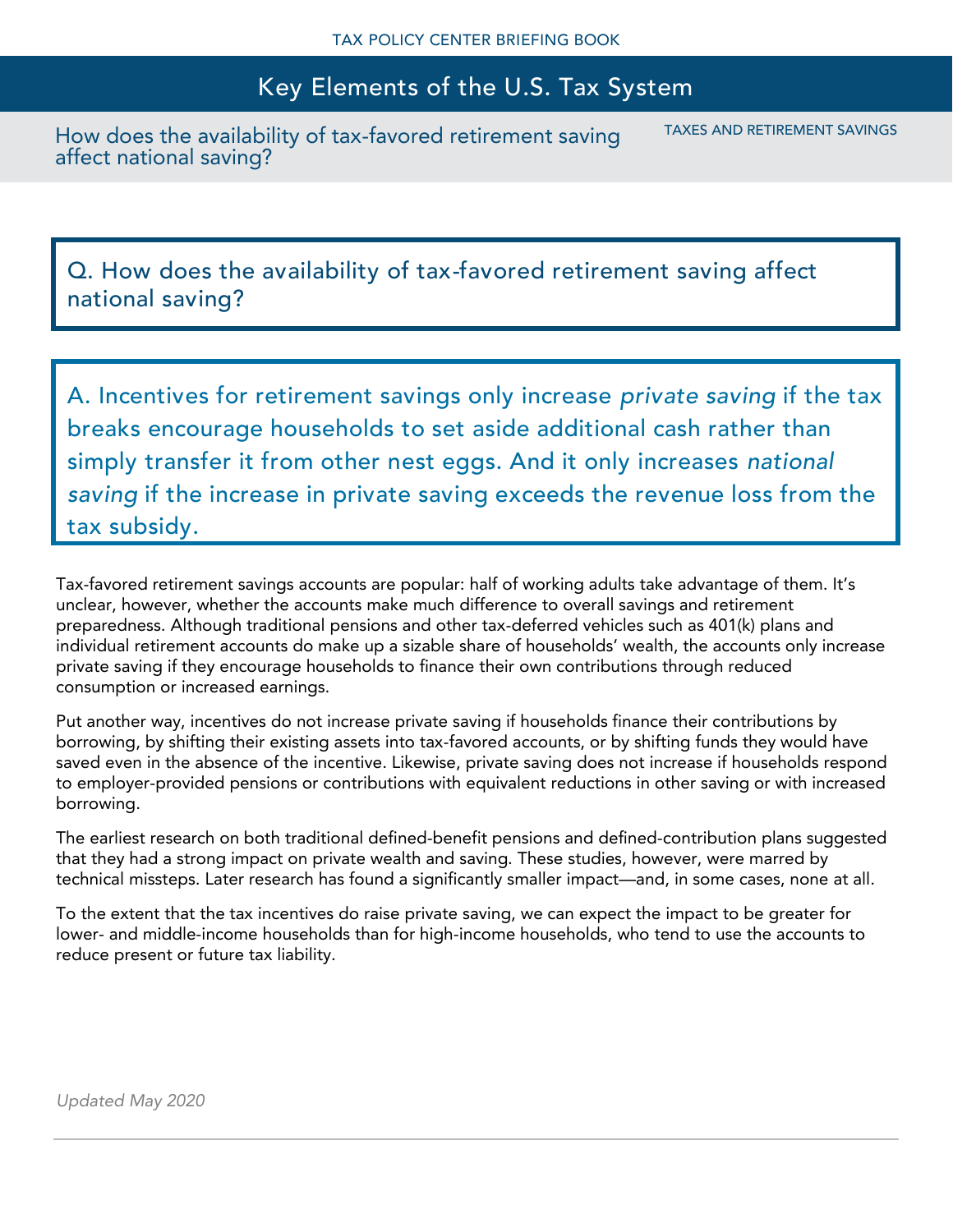# Key Elements of the U.S. Tax System

## How does the availability of tax-favored retirement saving affect national saving?

TAXES AND RETIREMENT SAVINGS

### Q. How does the availability of tax-favored retirement saving affect national saving?

**A. Incentives for retirement savings only increase *private saving* if the tax breaks encourage households to set aside additional cash rather than simply transfer it from other nest eggs. And it only increases *national saving* if the increase in private saving exceeds the revenue loss from the tax subsidy.**

Tax-favored retirement savings accounts are popular: half of working adults take advantage of them. It's unclear, however, whether the accounts make much difference to overall savings and retirement preparedness. Although traditional pensions and other tax-deferred vehicles such as 401(k) plans and individual retirement accounts do make up a sizable share of households' wealth, the accounts only increase private saving if they encourage households to finance their own contributions through reduced consumption or increased earnings.

Put another way, incentives do not increase private saving if households finance their contributions by borrowing, by shifting their existing assets into tax-favored accounts, or by shifting funds they would have saved even in the absence of the incentive. Likewise, private saving does not increase if households respond to employer-provided pensions or contributions with equivalent reductions in other saving or with increased borrowing.

The earliest research on both traditional defined-benefit pensions and defined-contribution plans suggested that they had a strong impact on private wealth and saving. These studies, however, were marred by technical missteps. Later research has found a significantly smaller impact—and, in some cases, none at all.

To the extent that the tax incentives do raise private saving, we can expect the impact to be greater for lower- and middle-income households than for high-income households, who tend to use the accounts to reduce present or future tax liability.

*Updated May 2020*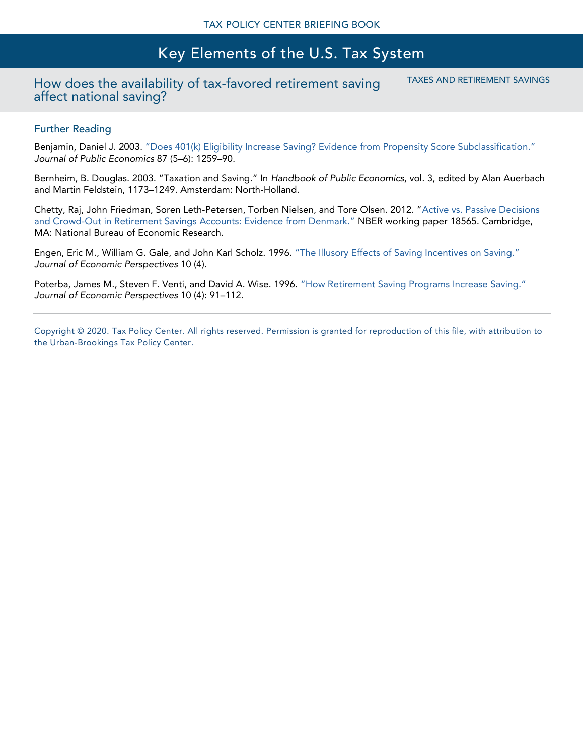## Further Reading

Benjamin, Daniel J. 2003. "Does 401(k) Eligibility Increase Saving? Evidence from Propensity Score Subclassification." *Journal of Public Economics* 87 (5–6): 1259–90.

Bernheim, B. Douglas. 2003. "Taxation and Saving." In *Handbook of Public Economics*, vol. 3, edited by Alan Auerbach and Martin Feldstein, 1173–1249. Amsterdam: North-Holland.

Chetty, Raj, John Friedman, Soren Leth-Petersen, Torben Nielsen, and Tore Olsen. 2012. "Active vs. Passive Decisions and Crowd-Out in Retirement Savings Accounts: Evidence from Denmark." NBER working paper 18565. Cambridge, MA: National Bureau of Economic Research.

Engen, Eric M., William G. Gale, and John Karl Scholz. 1996. "The Illusory Effects of Saving Incentives on Saving." *Journal of Economic Perspectives* 10 (4).

Poterba, James M., Steven F. Venti, and David A. Wise. 1996. "How Retirement Saving Programs Increase Saving." *Journal of Economic Perspectives* 10 (4): 91–112.

---

Copyright © 2020. Tax Policy Center. All rights reserved. Permission is granted for reproduction of this file, with attribution to the Urban-Brookings Tax Policy Center.